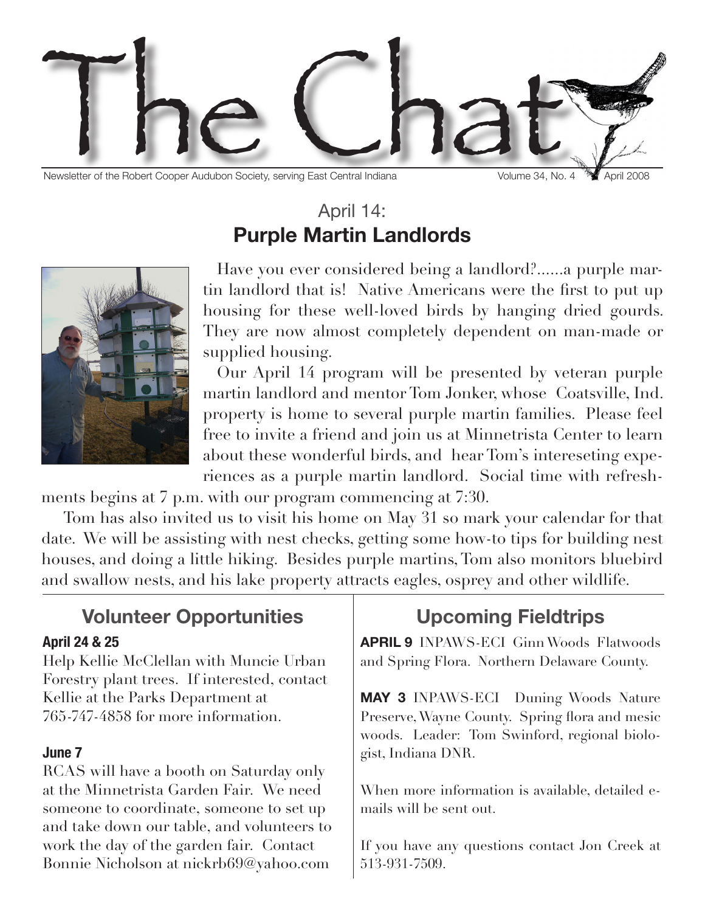# The Chat

Newsletter of the Robert Cooper Audubon Society, serving East Central Indiana — Volume 34, No. 4 — April 2008

## April 14:
## Purple Martin Landlords

Have you ever considered being a landlord?......a purple martin landlord that is! Native Americans were the first to put up housing for these well-loved birds by hanging dried gourds. They are now almost completely dependent on man-made or supplied housing.

Our April 14 program will be presented by veteran purple martin landlord and mentor Tom Jonker, whose Coatsville, Ind. property is home to several purple martin families. Please feel free to invite a friend and join us at Minnetrista Center to learn about these wonderful birds, and hear Tom's intereseting experiences as a purple martin landlord. Social time with refreshments begins at 7 p.m. with our program commencing at 7:30.

Tom has also invited us to visit his home on May 31 so mark your calendar for that date. We will be assisting with nest checks, getting some how-to tips for building nest houses, and doing a little hiking. Besides purple martins, Tom also monitors bluebird and swallow nests, and his lake property attracts eagles, osprey and other wildlife.

## Volunteer Opportunities

**April 24 & 25**

Help Kellie McClellan with Muncie Urban Forestry plant trees. If interested, contact Kellie at the Parks Department at 765-747-4858 for more information.

**June 7**

RCAS will have a booth on Saturday only at the Minnetrista Garden Fair. We need someone to coordinate, someone to set up and take down our table, and volunteers to work the day of the garden fair. Contact Bonnie Nicholson at nickrb69@yahoo.com

## Upcoming Fieldtrips

**APRIL 9** INPAWS-ECI Ginn Woods Flatwoods and Spring Flora. Northern Delaware County.

**MAY 3** INPAWS-ECI Duning Woods Nature Preserve, Wayne County. Spring flora and mesic woods. Leader: Tom Swinford, regional biologist, Indiana DNR.

When more information is available, detailed e-mails will be sent out.

If you have any questions contact Jon Creek at 513-931-7509.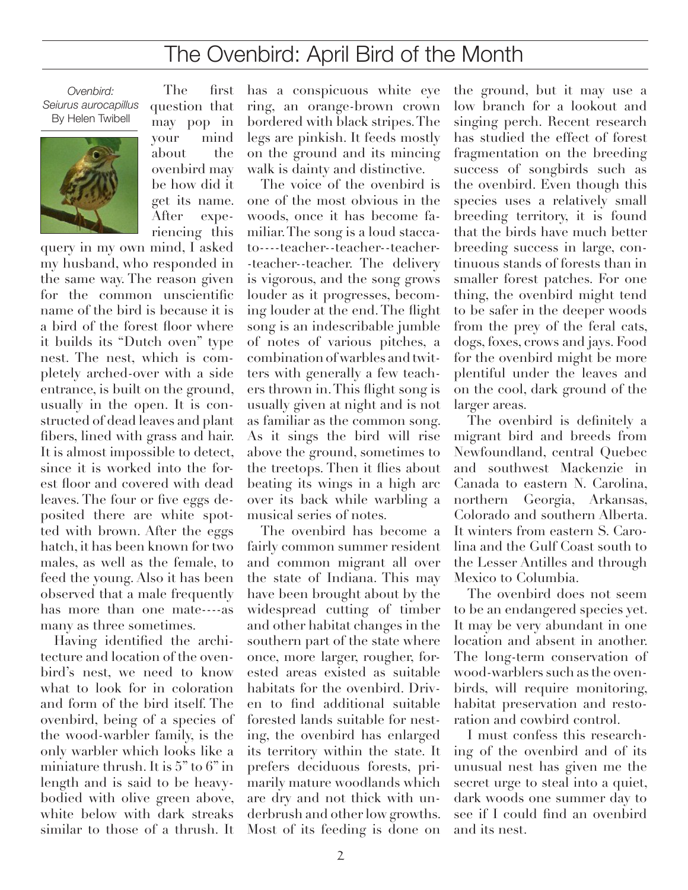# The Ovenbird: April Bird of the Month

*Ovenbird: Seiurus aurocapillus*
By Helen Twibell

The first question that may pop in your mind about the ovenbird may be how did it get its name. After experiencing this query in my own mind, I asked my husband, who responded in the same way. The reason given for the common unscientific name of the bird is because it is a bird of the forest floor where it builds its "Dutch oven" type nest. The nest, which is completely arched-over with a side entrance, is built on the ground, usually in the open. It is constructed of dead leaves and plant fibers, lined with grass and hair. It is almost impossible to detect, since it is worked into the forest floor and covered with dead leaves. The four or five eggs deposited there are white spotted with brown. After the eggs hatch, it has been known for two males, as well as the female, to feed the young. Also it has been observed that a male frequently has more than one mate----as many as three sometimes.

Having identified the architecture and location of the ovenbird's nest, we need to know what to look for in coloration and form of the bird itself. The ovenbird, being of a species of the wood-warbler family, is the only warbler which looks like a miniature thrush. It is 5" to 6" in length and is said to be heavy-bodied with olive green above, white below with dark streaks similar to those of a thrush. It has a conspicuous white eye ring, an orange-brown crown bordered with black stripes. The legs are pinkish. It feeds mostly on the ground and its mincing walk is dainty and distinctive.

The voice of the ovenbird is one of the most obvious in the woods, once it has become familiar. The song is a loud staccato----teacher--teacher--teacher--teacher--teacher. The delivery is vigorous, and the song grows louder as it progresses, becoming louder at the end. The flight song is an indescribable jumble of notes of various pitches, a combination of warbles and twitters with generally a few teachers thrown in. This flight song is usually given at night and is not as familiar as the common song. As it sings the bird will rise above the ground, sometimes to the treetops. Then it flies about beating its wings in a high arc over its back while warbling a musical series of notes.

The ovenbird has become a fairly common summer resident and common migrant all over the state of Indiana. This may have been brought about by the widespread cutting of timber and other habitat changes in the southern part of the state where once, more larger, rougher, forested areas existed as suitable habitats for the ovenbird. Driven to find additional suitable forested lands suitable for nesting, the ovenbird has enlarged its territory within the state. It prefers deciduous forests, primarily mature woodlands which are dry and not thick with underbrush and other low growths. Most of its feeding is done on the ground, but it may use a low branch for a lookout and singing perch. Recent research has studied the effect of forest fragmentation on the breeding success of songbirds such as the ovenbird. Even though this species uses a relatively small breeding territory, it is found that the birds have much better breeding success in large, continuous stands of forests than in smaller forest patches. For one thing, the ovenbird might tend to be safer in the deeper woods from the prey of the feral cats, dogs, foxes, crows and jays. Food for the ovenbird might be more plentiful under the leaves and on the cool, dark ground of the larger areas.

The ovenbird is definitely a migrant bird and breeds from Newfoundland, central Quebec and southwest Mackenzie in Canada to eastern N. Carolina, northern Georgia, Arkansas, Colorado and southern Alberta. It winters from eastern S. Carolina and the Gulf Coast south to the Lesser Antilles and through Mexico to Columbia.

The ovenbird does not seem to be an endangered species yet. It may be very abundant in one location and absent in another. The long-term conservation of wood-warblers such as the ovenbirds, will require monitoring, habitat preservation and restoration and cowbird control.

I must confess this researching of the ovenbird and of its unusual nest has given me the secret urge to steal into a quiet, dark woods one summer day to see if I could find an ovenbird and its nest.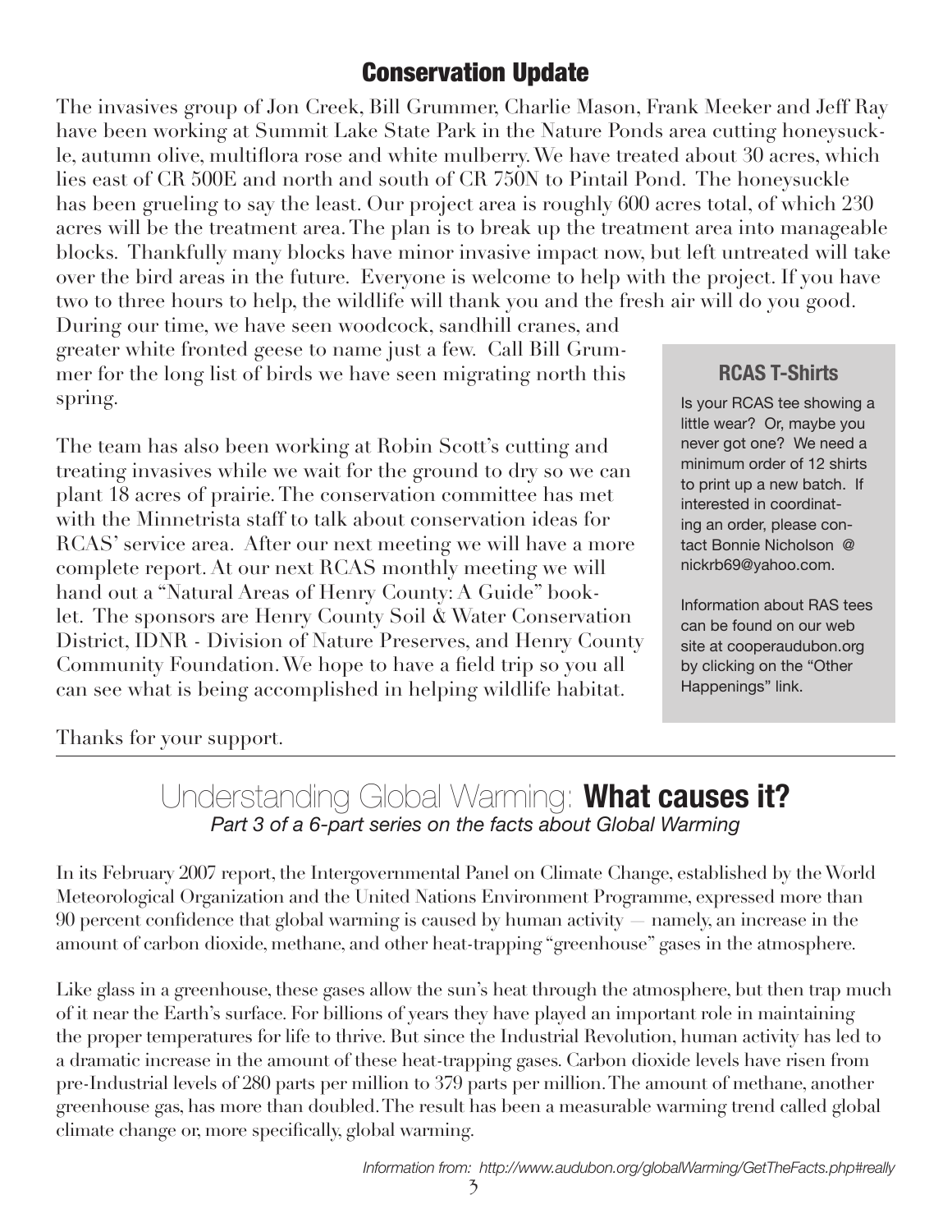## Conservation Update

The invasives group of Jon Creek, Bill Grummer, Charlie Mason, Frank Meeker and Jeff Ray have been working at Summit Lake State Park in the Nature Ponds area cutting honeysuckle, autumn olive, multiflora rose and white mulberry. We have treated about 30 acres, which lies east of CR 500E and north and south of CR 750N to Pintail Pond. The honeysuckle has been grueling to say the least. Our project area is roughly 600 acres total, of which 230 acres will be the treatment area. The plan is to break up the treatment area into manageable blocks. Thankfully many blocks have minor invasive impact now, but left untreated will take over the bird areas in the future. Everyone is welcome to help with the project. If you have two to three hours to help, the wildlife will thank you and the fresh air will do you good. During our time, we have seen woodcock, sandhill cranes, and greater white fronted geese to name just a few. Call Bill Grummer for the long list of birds we have seen migrating north this spring.

The team has also been working at Robin Scott's cutting and treating invasives while we wait for the ground to dry so we can plant 18 acres of prairie. The conservation committee has met with the Minnetrista staff to talk about conservation ideas for RCAS' service area. After our next meeting we will have a more complete report. At our next RCAS monthly meeting we will hand out a "Natural Areas of Henry County: A Guide" booklet. The sponsors are Henry County Soil & Water Conservation District, IDNR - Division of Nature Preserves, and Henry County Community Foundation. We hope to have a field trip so you all can see what is being accomplished in helping wildlife habitat.

Thanks for your support.

### RCAS T-Shirts

Is your RCAS tee showing a little wear? Or, maybe you never got one? We need a minimum order of 12 shirts to print up a new batch. If interested in coordinating an order, please contact Bonnie Nicholson @ nickrb69@yahoo.com.

Information about RAS tees can be found on our web site at cooperaudubon.org by clicking on the "Other Happenings" link.

## Understanding Global Warming: **What causes it?**

*Part 3 of a 6-part series on the facts about Global Warming*

In its February 2007 report, the Intergovernmental Panel on Climate Change, established by the World Meteorological Organization and the United Nations Environment Programme, expressed more than 90 percent confidence that global warming is caused by human activity — namely, an increase in the amount of carbon dioxide, methane, and other heat-trapping "greenhouse" gases in the atmosphere.

Like glass in a greenhouse, these gases allow the sun's heat through the atmosphere, but then trap much of it near the Earth's surface. For billions of years they have played an important role in maintaining the proper temperatures for life to thrive. But since the Industrial Revolution, human activity has led to a dramatic increase in the amount of these heat-trapping gases. Carbon dioxide levels have risen from pre-Industrial levels of 280 parts per million to 379 parts per million. The amount of methane, another greenhouse gas, has more than doubled. The result has been a measurable warming trend called global climate change or, more specifically, global warming.

*Information from: http://www.audubon.org/globalWarming/GetTheFacts.php#really*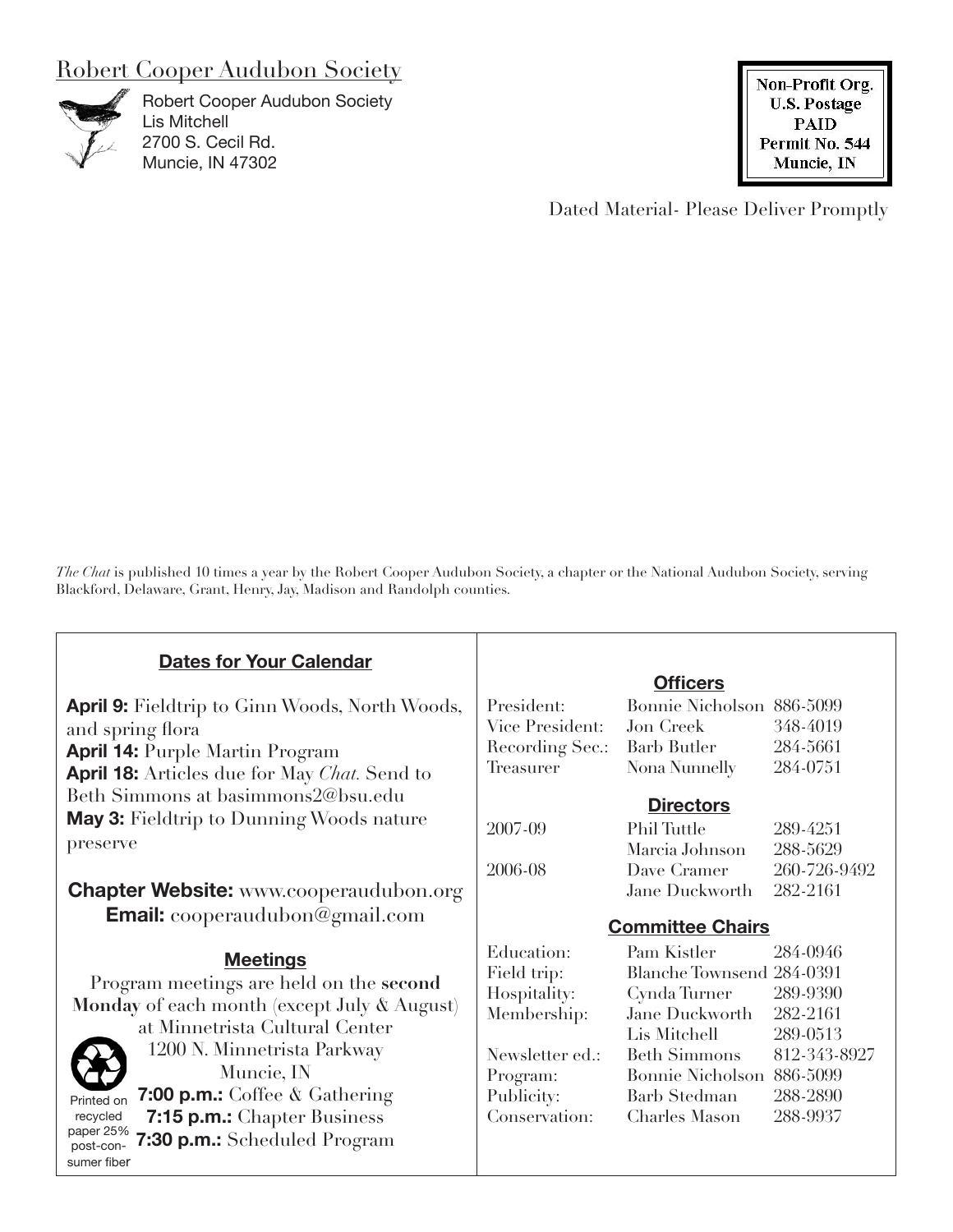# Robert Cooper Audubon Society

Robert Cooper Audubon Society
Lis Mitchell
2700 S. Cecil Rd.
Muncie, IN 47302

Non-Profit Org.
U.S. Postage
PAID
Permit No. 544
Muncie, IN

Dated Material- Please Deliver Promptly

*The Chat* is published 10 times a year by the Robert Cooper Audubon Society, a chapter or the National Audubon Society, serving Blackford, Delaware, Grant, Henry, Jay, Madison and Randolph counties.

## Dates for Your Calendar

**April 9:** Fieldtrip to Ginn Woods, North Woods, and spring flora
**April 14:** Purple Martin Program
**April 18:** Articles due for May *Chat.* Send to Beth Simmons at basimmons2@bsu.edu
**May 3:** Fieldtrip to Dunning Woods nature preserve

**Chapter Website:** www.cooperaudubon.org
**Email:** cooperaudubon@gmail.com

## Meetings

Program meetings are held on the **second Monday** of each month (except July & August) at Minnetrista Cultural Center
1200 N. Minnetrista Parkway
Muncie, IN

**7:00 p.m.:** Coffee & Gathering
**7:15 p.m.:** Chapter Business
**7:30 p.m.:** Scheduled Program

Printed on recycled paper 25% post-consumer fiber

## Officers

| | | |
|---|---|---|
| President: | Bonnie Nicholson | 886-5099 |
| Vice President: | Jon Creek | 348-4019 |
| Recording Sec.: | Barb Butler | 284-5661 |
| Treasurer | Nona Nunnelly | 284-0751 |

## Directors

| | | |
|---|---|---|
| 2007-09 | Phil Tuttle | 289-4251 |
| | Marcia Johnson | 288-5629 |
| 2006-08 | Dave Cramer | 260-726-9492 |
| | Jane Duckworth | 282-2161 |

## Committee Chairs

| | | |
|---|---|---|
| Education: | Pam Kistler | 284-0946 |
| Field trip: | Blanche Townsend | 284-0391 |
| Hospitality: | Cynda Turner | 289-9390 |
| Membership: | Jane Duckworth | 282-2161 |
| | Lis Mitchell | 289-0513 |
| Newsletter ed.: | Beth Simmons | 812-343-8927 |
| Program: | Bonnie Nicholson | 886-5099 |
| Publicity: | Barb Stedman | 288-2890 |
| Conservation: | Charles Mason | 288-9937 |